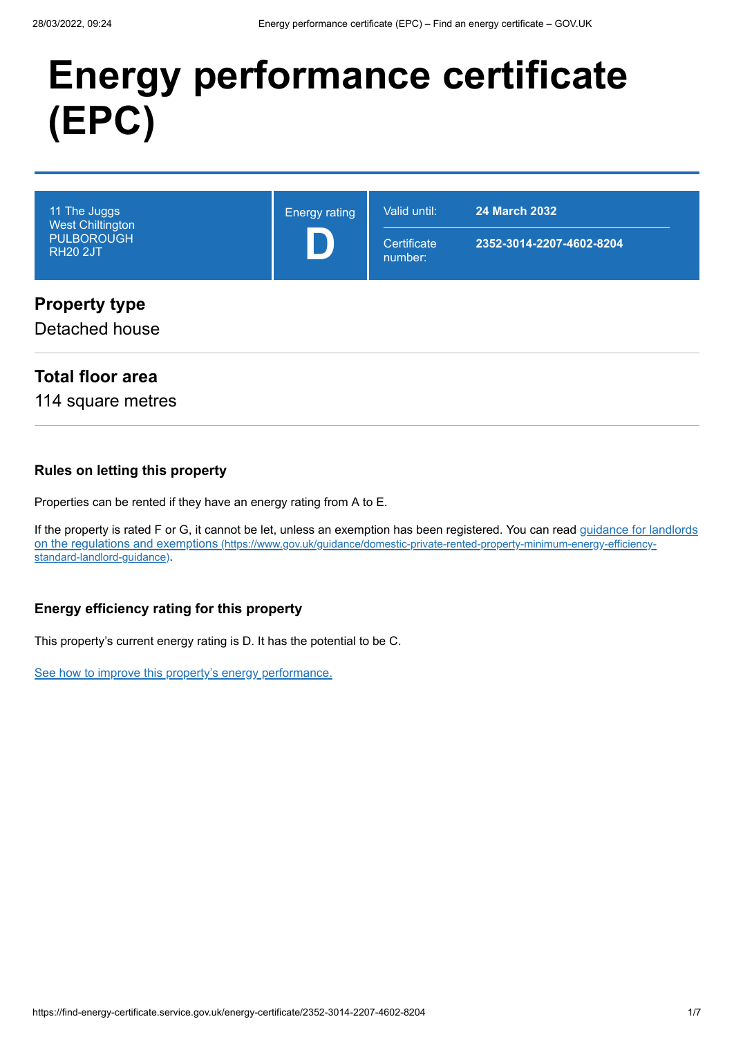# Energy performance certificate (EPC)

| 11 The Juggs<br>West Chiltington<br>PULBOROUGH<br>RH20 2JT | Energy rating<br>**D** | Valid until: **24 March 2032**<br>Certificate number: **2352-3014-2207-4602-8204** |
|---|---|---|

## Property type

Detached house

## Total floor area

114 square metres

### Rules on letting this property

Properties can be rented if they have an energy rating from A to E.

If the property is rated F or G, it cannot be let, unless an exemption has been registered. You can read [guidance for landlords on the regulations and exemptions](https://www.gov.uk/guidance/domestic-private-rented-property-minimum-energy-efficiency-standard-landlord-guidance) (https://www.gov.uk/guidance/domestic-private-rented-property-minimum-energy-efficiency-standard-landlord-guidance).

### Energy efficiency rating for this property

This property's current energy rating is D. It has the potential to be C.

See how to improve this property's energy performance.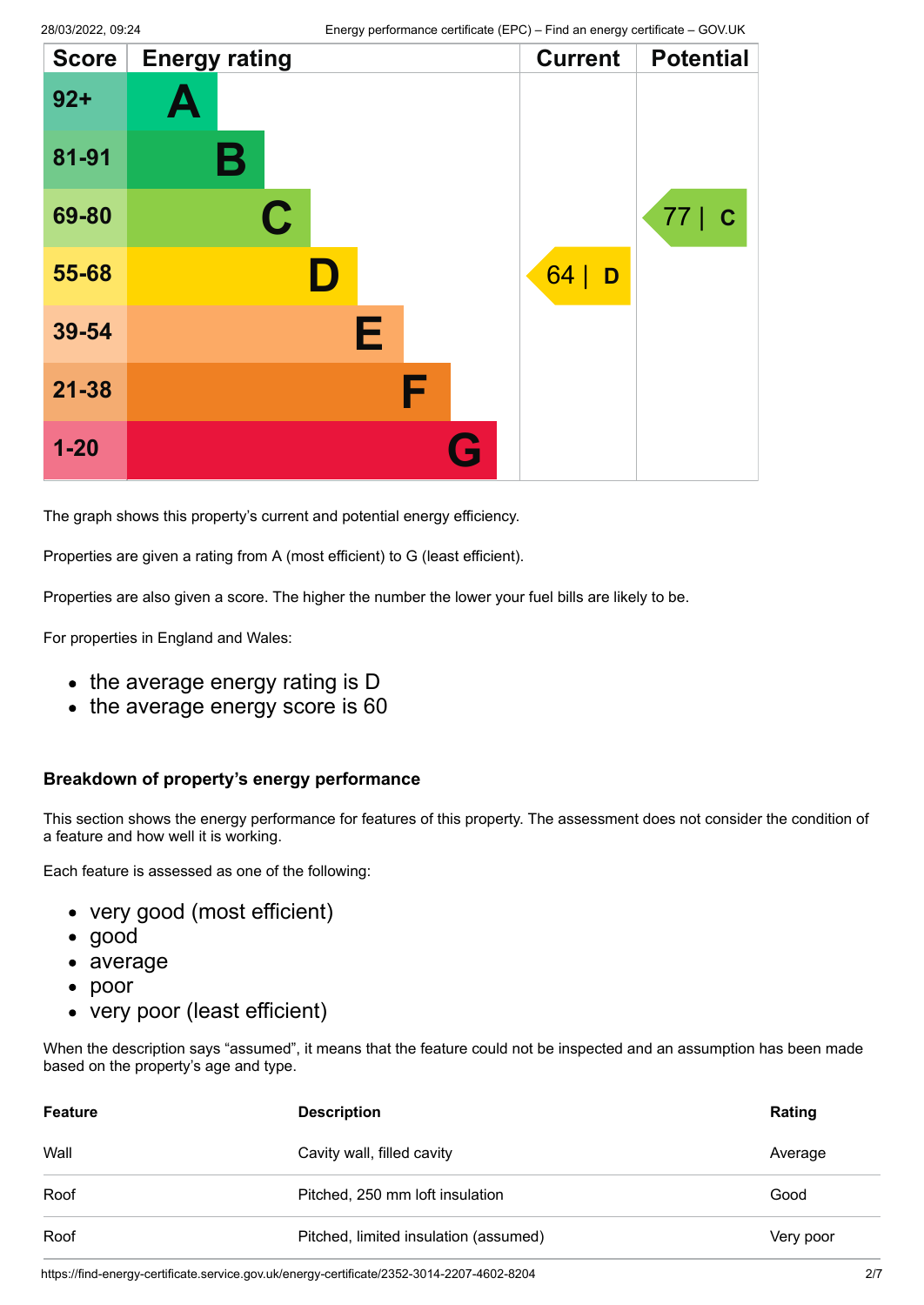| Score | Energy rating | Current | Potential |
|---|---|---|---|
| 92+ | A | | |
| 81-91 | B | | |
| 69-80 | C | | 77 \| C |
| 55-68 | D | 64 \| D | |
| 39-54 | E | | |
| 21-38 | F | | |
| 1-20 | G | | |

The graph shows this property's current and potential energy efficiency.

Properties are given a rating from A (most efficient) to G (least efficient).

Properties are also given a score. The higher the number the lower your fuel bills are likely to be.

For properties in England and Wales:

- the average energy rating is D
- the average energy score is 60

### Breakdown of property's energy performance

This section shows the energy performance for features of this property. The assessment does not consider the condition of a feature and how well it is working.

Each feature is assessed as one of the following:

- very good (most efficient)
- good
- average
- poor
- very poor (least efficient)

When the description says "assumed", it means that the feature could not be inspected and an assumption has been made based on the property's age and type.

| Feature | Description | Rating |
|---|---|---|
| Wall | Cavity wall, filled cavity | Average |
| Roof | Pitched, 250 mm loft insulation | Good |
| Roof | Pitched, limited insulation (assumed) | Very poor |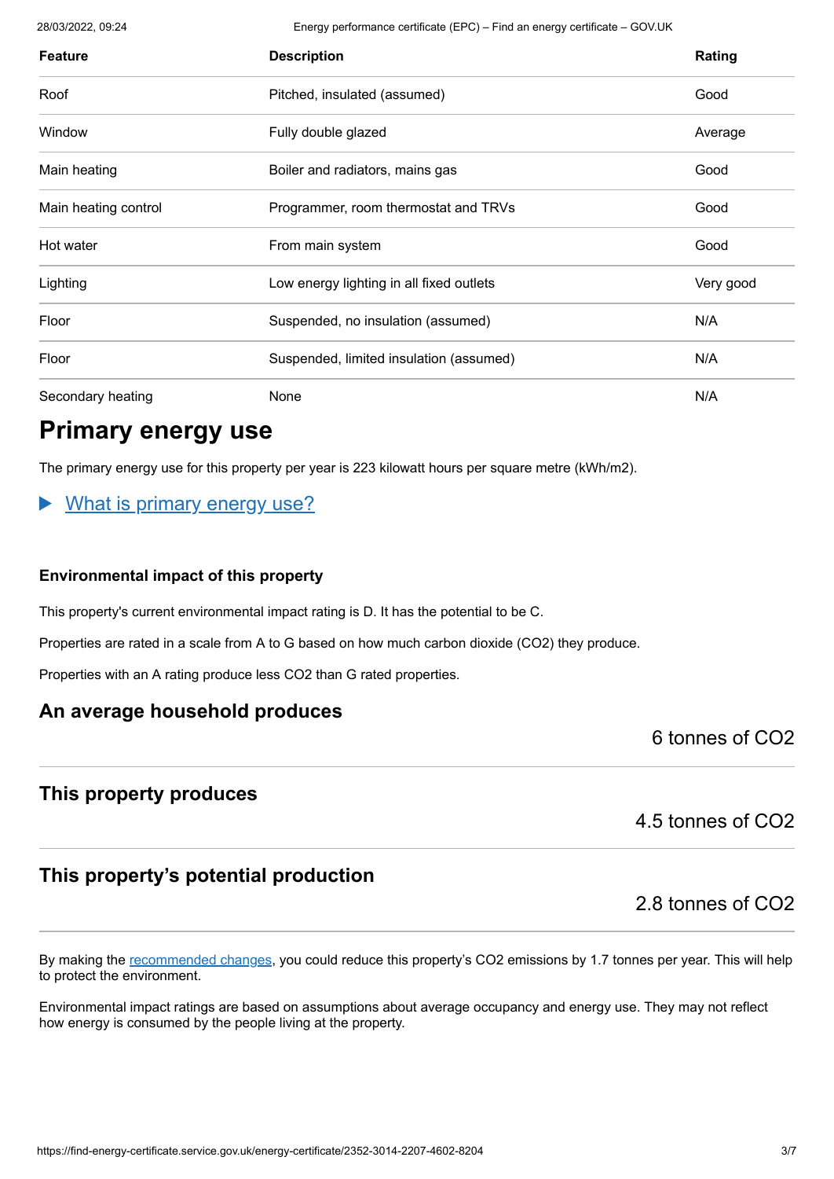| Feature | Description | Rating |
| --- | --- | --- |
| Roof | Pitched, insulated (assumed) | Good |
| Window | Fully double glazed | Average |
| Main heating | Boiler and radiators, mains gas | Good |
| Main heating control | Programmer, room thermostat and TRVs | Good |
| Hot water | From main system | Good |
| Lighting | Low energy lighting in all fixed outlets | Very good |
| Floor | Suspended, no insulation (assumed) | N/A |
| Floor | Suspended, limited insulation (assumed) | N/A |
| Secondary heating | None | N/A |

# Primary energy use

The primary energy use for this property per year is 223 kilowatt hours per square metre (kWh/m2).

▶ What is primary energy use?

### Environmental impact of this property

This property's current environmental impact rating is D. It has the potential to be C.

Properties are rated in a scale from A to G based on how much carbon dioxide ($CO_2$) they produce.

Properties with an A rating produce less $CO_2$ than G rated properties.

## An average household produces

6 tonnes of $CO_2$

## This property produces

4.5 tonnes of $CO_2$

## This property's potential production

2.8 tonnes of $CO_2$

By making the recommended changes, you could reduce this property's $CO_2$ emissions by 1.7 tonnes per year. This will help to protect the environment.

Environmental impact ratings are based on assumptions about average occupancy and energy use. They may not reflect how energy is consumed by the people living at the property.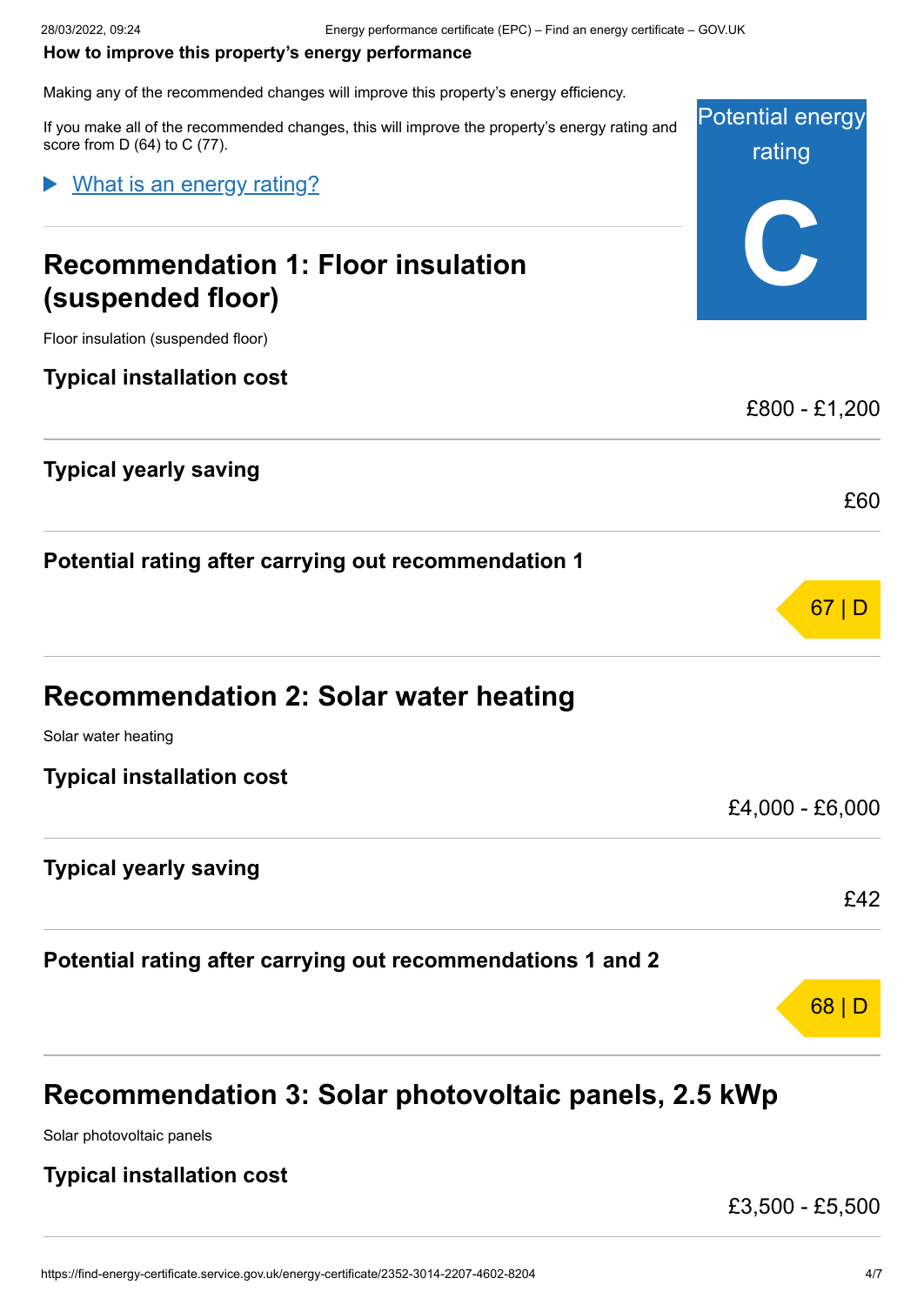**How to improve this property's energy performance**

Making any of the recommended changes will improve this property's energy efficiency.

If you make all of the recommended changes, this will improve the property's energy rating and score from D (64) to C (77).

Potential energy rating

**C**

▶ What is an energy rating?

## Recommendation 1: Floor insulation (suspended floor)

Floor insulation (suspended floor)

**Typical installation cost**

£800 - £1,200

**Typical yearly saving**

£60

**Potential rating after carrying out recommendation 1**

67 | D

## Recommendation 2: Solar water heating

Solar water heating

**Typical installation cost**

£4,000 - £6,000

**Typical yearly saving**

£42

**Potential rating after carrying out recommendations 1 and 2**

68 | D

## Recommendation 3: Solar photovoltaic panels, 2.5 kWp

Solar photovoltaic panels

**Typical installation cost**

£3,500 - £5,500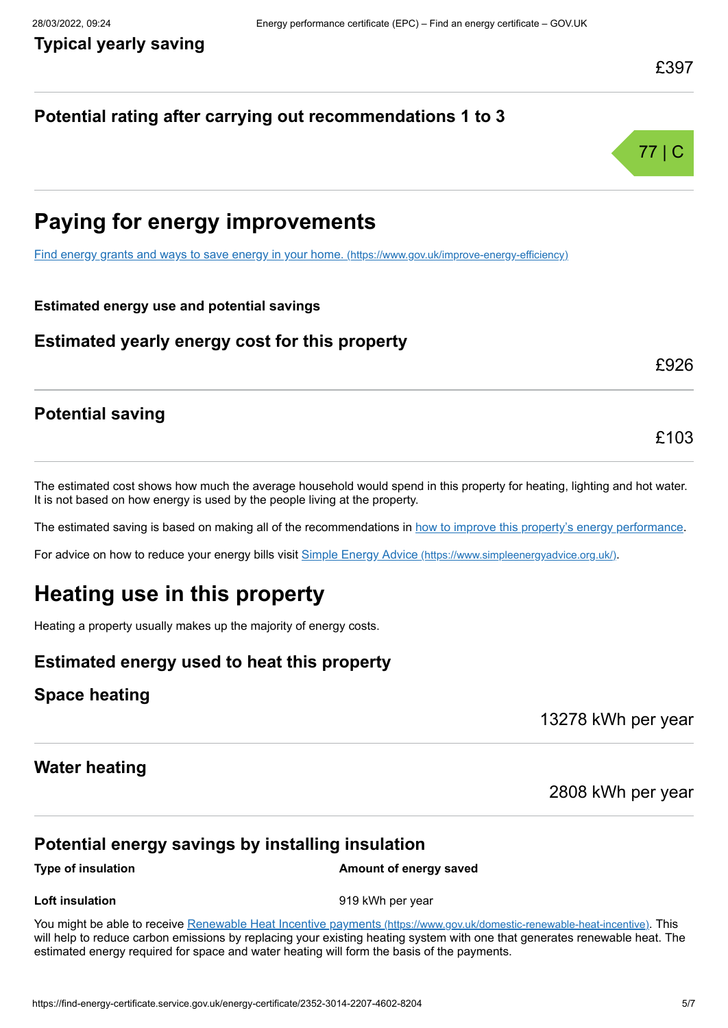## Typical yearly saving

£397

## Potential rating after carrying out recommendations 1 to 3

77 | C

# Paying for energy improvements

[Find energy grants and ways to save energy in your home. (https://www.gov.uk/improve-energy-efficiency)](https://www.gov.uk/improve-energy-efficiency)

**Estimated energy use and potential savings**

## Estimated yearly energy cost for this property

£926

## Potential saving

£103

The estimated cost shows how much the average household would spend in this property for heating, lighting and hot water. It is not based on how energy is used by the people living at the property.

The estimated saving is based on making all of the recommendations in how to improve this property's energy performance.

For advice on how to reduce your energy bills visit [Simple Energy Advice (https://www.simpleenergyadvice.org.uk/)](https://www.simpleenergyadvice.org.uk/).

# Heating use in this property

Heating a property usually makes up the majority of energy costs.

## Estimated energy used to heat this property

## Space heating

13278 kWh per year

## Water heating

2808 kWh per year

## Potential energy savings by installing insulation

| Type of insulation | Amount of energy saved |
| --- | --- |
| Loft insulation | 919 kWh per year |

You might be able to receive [Renewable Heat Incentive payments (https://www.gov.uk/domestic-renewable-heat-incentive)](https://www.gov.uk/domestic-renewable-heat-incentive). This will help to reduce carbon emissions by replacing your existing heating system with one that generates renewable heat. The estimated energy required for space and water heating will form the basis of the payments.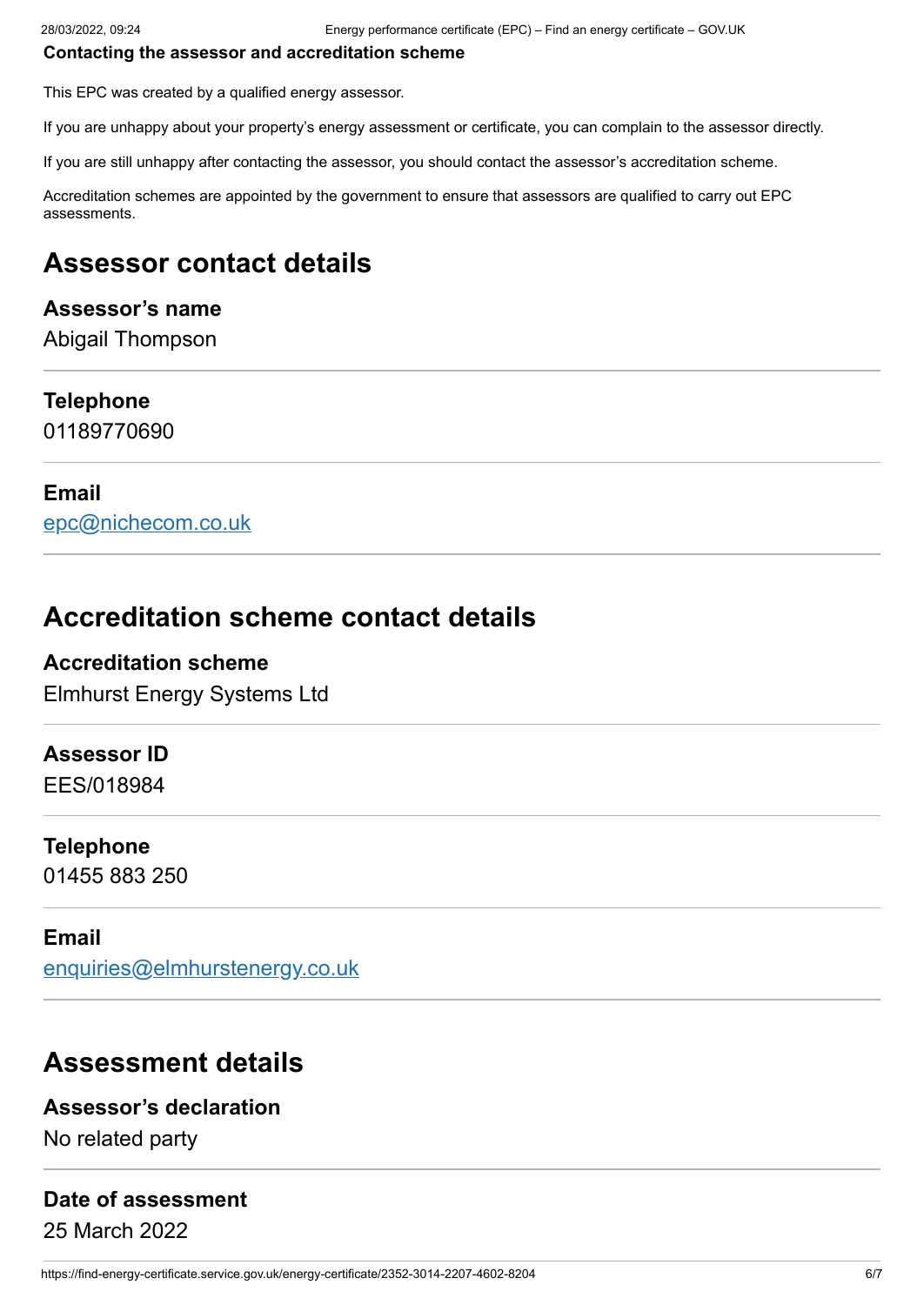**Contacting the assessor and accreditation scheme**

This EPC was created by a qualified energy assessor.

If you are unhappy about your property's energy assessment or certificate, you can complain to the assessor directly.

If you are still unhappy after contacting the assessor, you should contact the assessor's accreditation scheme.

Accreditation schemes are appointed by the government to ensure that assessors are qualified to carry out EPC assessments.

## Assessor contact details

### Assessor's name

Abigail Thompson

### Telephone

01189770690

### Email

epc@nichecom.co.uk

## Accreditation scheme contact details

### Accreditation scheme

Elmhurst Energy Systems Ltd

### Assessor ID

EES/018984

### Telephone

01455 883 250

### Email

enquiries@elmhurstenergy.co.uk

## Assessment details

### Assessor's declaration

No related party

### Date of assessment

25 March 2022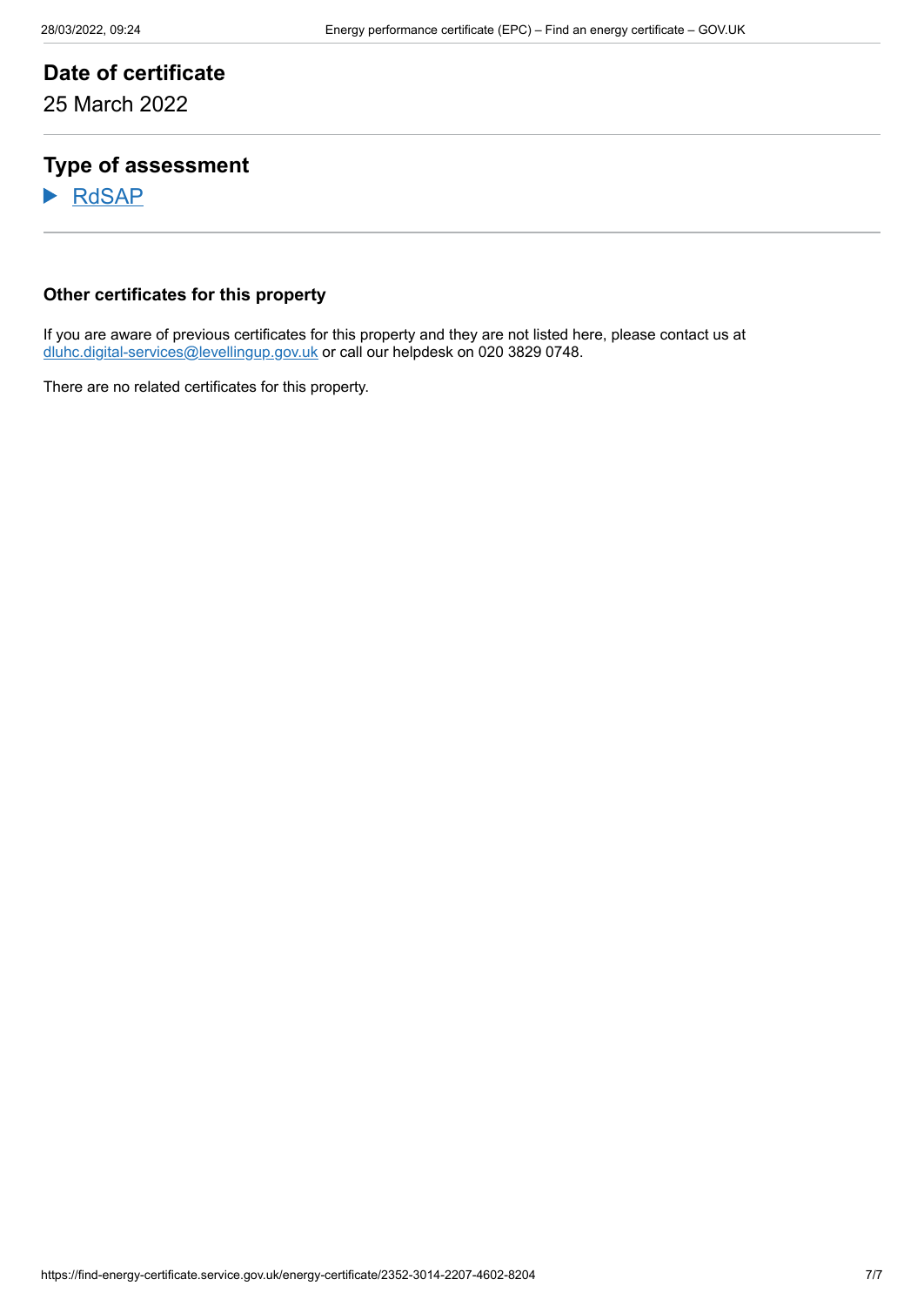## Date of certificate

25 March 2022

## Type of assessment

▶ RdSAP

### Other certificates for this property

If you are aware of previous certificates for this property and they are not listed here, please contact us at dluhc.digital-services@levellingup.gov.uk or call our helpdesk on 020 3829 0748.

There are no related certificates for this property.